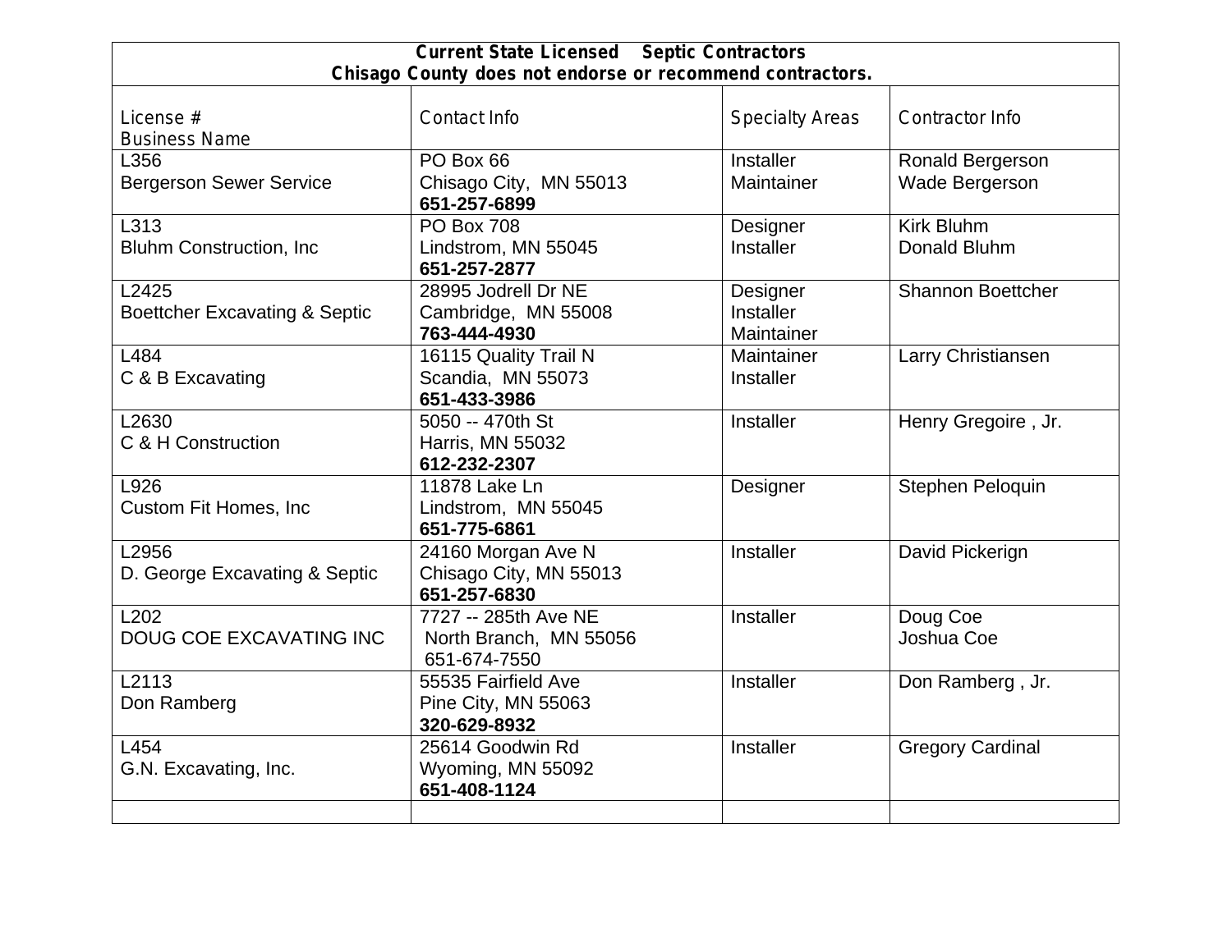**Current State Licensed Septic Contractors**
**Chisago County does not endorse or recommend contractors.**

| License #<br>Business Name | Contact Info | Specialty Areas | Contractor Info |
|---|---|---|---|
| L356<br>Bergerson Sewer Service | PO Box 66<br>Chisago City, MN 55013<br>**651-257-6899** | Installer<br>Maintainer | Ronald Bergerson<br>Wade Bergerson |
| L313<br>Bluhm Construction, Inc | PO Box 708<br>Lindstrom, MN 55045<br>**651-257-2877** | Designer<br>Installer | Kirk Bluhm<br>Donald Bluhm |
| L2425<br>Boettcher Excavating & Septic | 28995 Jodrell Dr NE<br>Cambridge, MN 55008<br>**763-444-4930** | Designer<br>Installer<br>Maintainer | Shannon Boettcher |
| L484<br>C & B Excavating | 16115 Quality Trail N<br>Scandia, MN 55073<br>**651-433-3986** | Maintainer<br>Installer | Larry Christiansen |
| L2630<br>C & H Construction | 5050 -- 470th St<br>Harris, MN 55032<br>**612-232-2307** | Installer | Henry Gregoire , Jr. |
| L926<br>Custom Fit Homes, Inc | 11878 Lake Ln<br>Lindstrom, MN 55045<br>**651-775-6861** | Designer | Stephen Peloquin |
| L2956<br>D. George Excavating & Septic | 24160 Morgan Ave N<br>Chisago City, MN 55013<br>**651-257-6830** | Installer | David Pickerign |
| L202<br>DOUG COE EXCAVATING INC | 7727 -- 285th Ave NE<br>North Branch, MN 55056<br>651-674-7550 | Installer | Doug Coe<br>Joshua Coe |
| L2113<br>Don Ramberg | 55535 Fairfield Ave<br>Pine City, MN 55063<br>**320-629-8932** | Installer | Don Ramberg , Jr. |
| L454<br>G.N. Excavating, Inc. | 25614 Goodwin Rd<br>Wyoming, MN 55092<br>**651-408-1124** | Installer | Gregory Cardinal |
| | | | |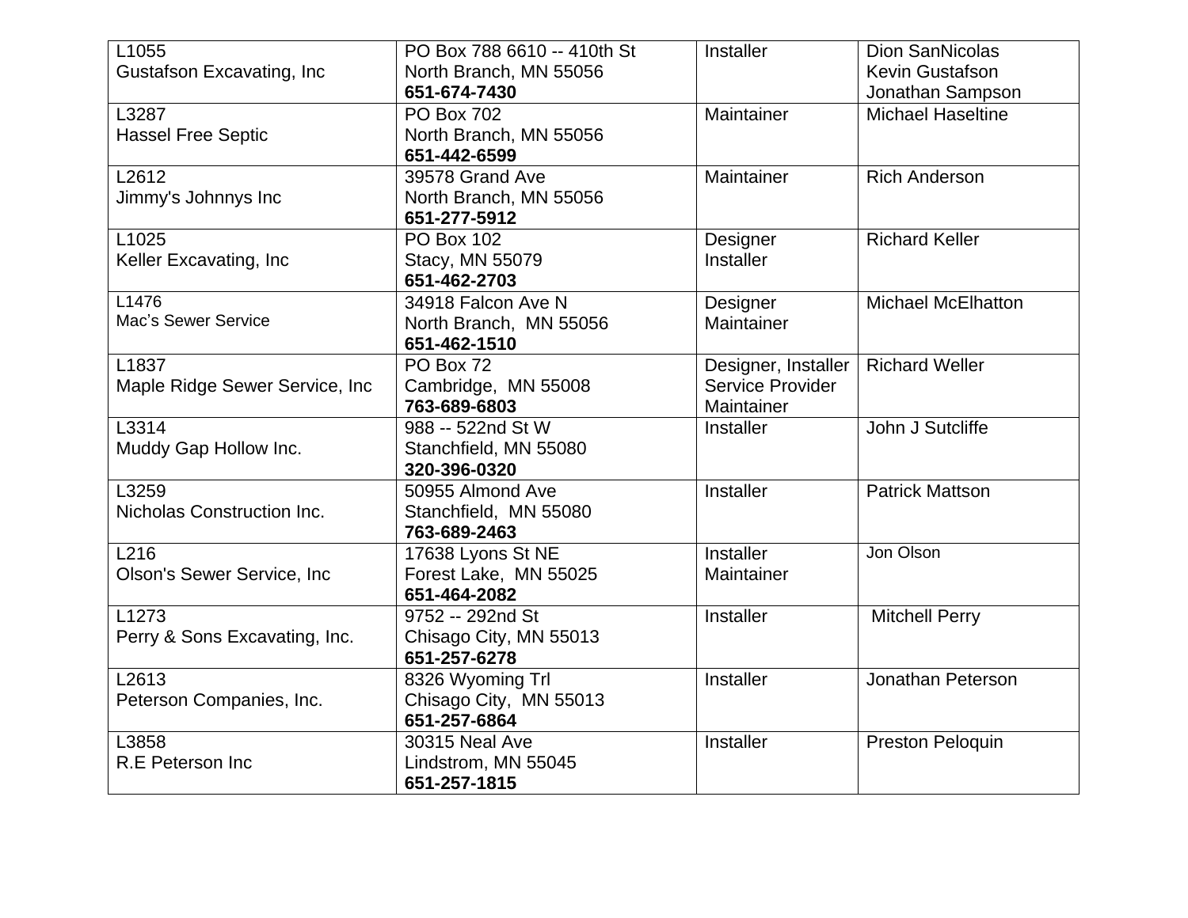| | | | |
|---|---|---|---|
| L1055<br>Gustafson Excavating, Inc | PO Box 788 6610 -- 410th St<br>North Branch, MN 55056<br>**651-674-7430** | Installer | Dion SanNicolas<br>Kevin Gustafson<br>Jonathan Sampson |
| L3287<br>Hassel Free Septic | PO Box 702<br>North Branch, MN 55056<br>**651-442-6599** | Maintainer | Michael Haseltine |
| L2612<br>Jimmy's Johnnys Inc | 39578 Grand Ave<br>North Branch, MN 55056<br>**651-277-5912** | Maintainer | Rich Anderson |
| L1025<br>Keller Excavating, Inc | PO Box 102<br>Stacy, MN 55079<br>**651-462-2703** | Designer<br>Installer | Richard Keller |
| L1476<br>Mac's Sewer Service | 34918 Falcon Ave N<br>North Branch, MN 55056<br>**651-462-1510** | Designer<br>Maintainer | Michael McElhatton |
| L1837<br>Maple Ridge Sewer Service, Inc | PO Box 72<br>Cambridge, MN 55008<br>**763-689-6803** | Designer, Installer<br>Service Provider<br>Maintainer | Richard Weller |
| L3314<br>Muddy Gap Hollow Inc. | 988 -- 522nd St W<br>Stanchfield, MN 55080<br>**320-396-0320** | Installer | John J Sutcliffe |
| L3259<br>Nicholas Construction Inc. | 50955 Almond Ave<br>Stanchfield, MN 55080<br>**763-689-2463** | Installer | Patrick Mattson |
| L216<br>Olson's Sewer Service, Inc | 17638 Lyons St NE<br>Forest Lake, MN 55025<br>**651-464-2082** | Installer<br>Maintainer | Jon Olson |
| L1273<br>Perry & Sons Excavating, Inc. | 9752 -- 292nd St<br>Chisago City, MN 55013<br>**651-257-6278** | Installer | Mitchell Perry |
| L2613<br>Peterson Companies, Inc. | 8326 Wyoming Trl<br>Chisago City, MN 55013<br>**651-257-6864** | Installer | Jonathan Peterson |
| L3858<br>R.E Peterson Inc | 30315 Neal Ave<br>Lindstrom, MN 55045<br>**651-257-1815** | Installer | Preston Peloquin |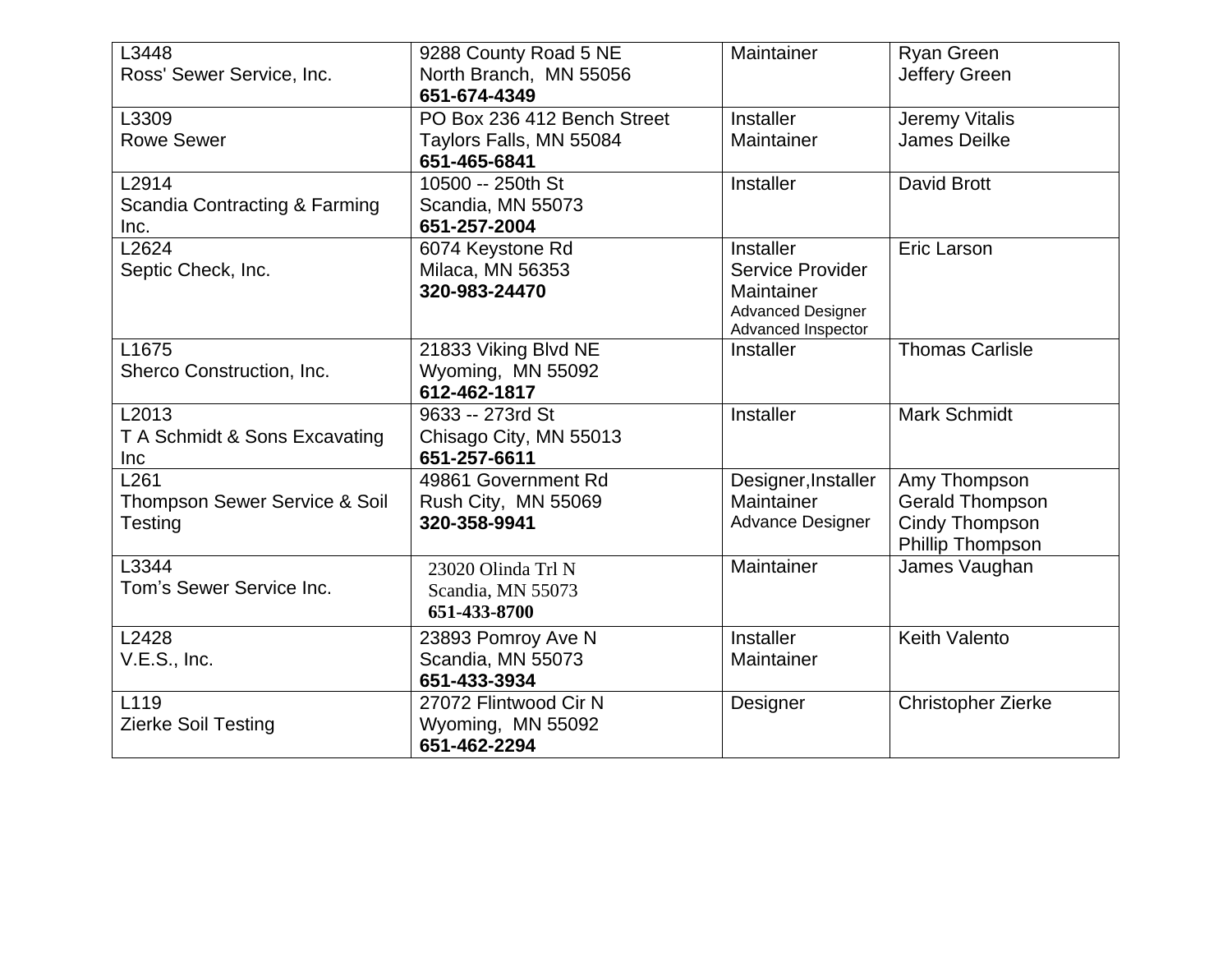| | | | |
|---|---|---|---|
| L3448<br>Ross' Sewer Service, Inc. | 9288 County Road 5 NE<br>North Branch, MN 55056<br>**651-674-4349** | Maintainer | Ryan Green<br>Jeffery Green |
| L3309<br>Rowe Sewer | PO Box 236 412 Bench Street<br>Taylors Falls, MN 55084<br>**651-465-6841** | Installer<br>Maintainer | Jeremy Vitalis<br>James Deilke |
| L2914<br>Scandia Contracting & Farming Inc. | 10500 -- 250th St<br>Scandia, MN 55073<br>**651-257-2004** | Installer | David Brott |
| L2624<br>Septic Check, Inc. | 6074 Keystone Rd<br>Milaca, MN 56353<br>**320-983-24470** | Installer<br>Service Provider<br>Maintainer<br>Advanced Designer<br>Advanced Inspector | Eric Larson |
| L1675<br>Sherco Construction, Inc. | 21833 Viking Blvd NE<br>Wyoming, MN 55092<br>**612-462-1817** | Installer | Thomas Carlisle |
| L2013<br>T A Schmidt & Sons Excavating Inc | 9633 -- 273rd St<br>Chisago City, MN 55013<br>**651-257-6611** | Installer | Mark Schmidt |
| L261<br>Thompson Sewer Service & Soil Testing | 49861 Government Rd<br>Rush City, MN 55069<br>**320-358-9941** | Designer,Installer<br>Maintainer<br>Advance Designer | Amy Thompson<br>Gerald Thompson<br>Cindy Thompson<br>Phillip Thompson |
| L3344<br>Tom's Sewer Service Inc. | 23020 Olinda Trl N<br>Scandia, MN 55073<br>**651-433-8700** | Maintainer | James Vaughan |
| L2428<br>V.E.S., Inc. | 23893 Pomroy Ave N<br>Scandia, MN 55073<br>**651-433-3934** | Installer<br>Maintainer | Keith Valento |
| L119<br>Zierke Soil Testing | 27072 Flintwood Cir N<br>Wyoming, MN 55092<br>**651-462-2294** | Designer | Christopher Zierke |